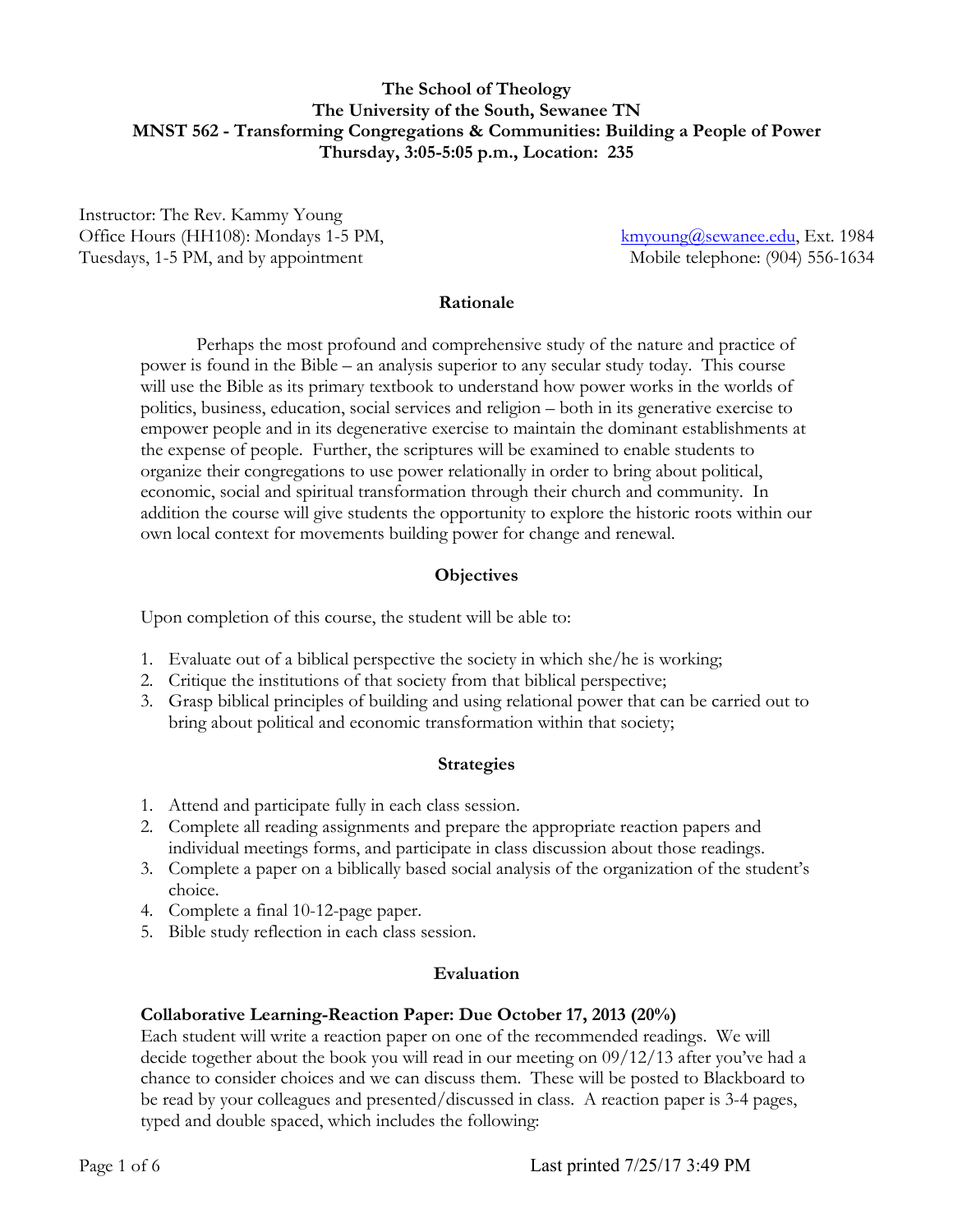**The School of Theology**
**The University of the South, Sewanee TN**
**MNST 562 - Transforming Congregations & Communities: Building a People of Power**
**Thursday, 3:05-5:05 p.m., Location: 235**

Instructor: The Rev. Kammy Young
Office Hours (HH108): Mondays 1-5 PM, Tuesdays, 1-5 PM, and by appointment
kmyoung@sewanee.edu, Ext. 1984
Mobile telephone: (904) 556-1634

## Rationale

Perhaps the most profound and comprehensive study of the nature and practice of power is found in the Bible – an analysis superior to any secular study today. This course will use the Bible as its primary textbook to understand how power works in the worlds of politics, business, education, social services and religion – both in its generative exercise to empower people and in its degenerative exercise to maintain the dominant establishments at the expense of people. Further, the scriptures will be examined to enable students to organize their congregations to use power relationally in order to bring about political, economic, social and spiritual transformation through their church and community. In addition the course will give students the opportunity to explore the historic roots within our own local context for movements building power for change and renewal.

## Objectives

Upon completion of this course, the student will be able to:

1. Evaluate out of a biblical perspective the society in which she/he is working;
2. Critique the institutions of that society from that biblical perspective;
3. Grasp biblical principles of building and using relational power that can be carried out to bring about political and economic transformation within that society;

## Strategies

1. Attend and participate fully in each class session.
2. Complete all reading assignments and prepare the appropriate reaction papers and individual meetings forms, and participate in class discussion about those readings.
3. Complete a paper on a biblically based social analysis of the organization of the student's choice.
4. Complete a final 10-12-page paper.
5. Bible study reflection in each class session.

## Evaluation

**Collaborative Learning-Reaction Paper: Due October 17, 2013 (20%)**
Each student will write a reaction paper on one of the recommended readings. We will decide together about the book you will read in our meeting on 09/12/13 after you've had a chance to consider choices and we can discuss them. These will be posted to Blackboard to be read by your colleagues and presented/discussed in class. A reaction paper is 3-4 pages, typed and double spaced, which includes the following: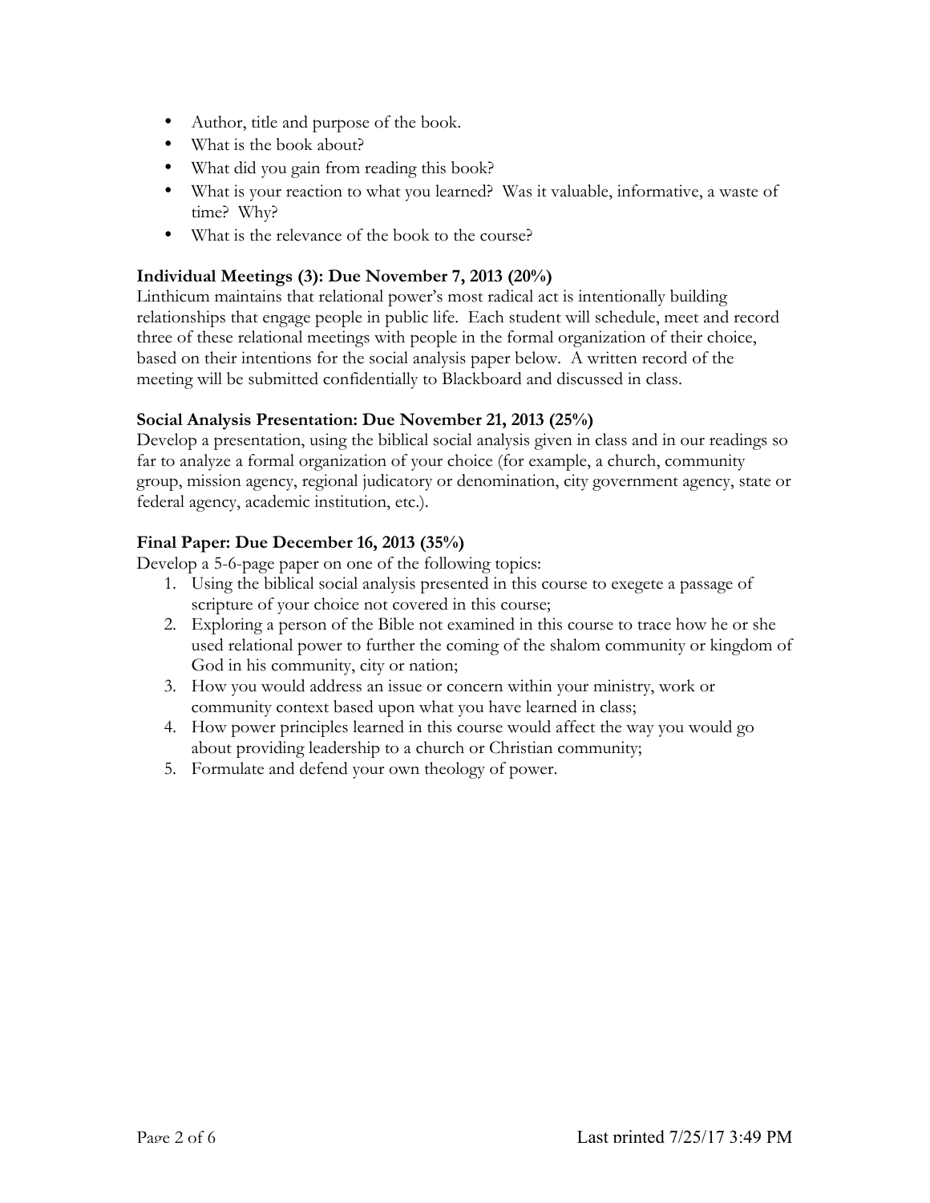- Author, title and purpose of the book.
- What is the book about?
- What did you gain from reading this book?
- What is your reaction to what you learned? Was it valuable, informative, a waste of time? Why?
- What is the relevance of the book to the course?

**Individual Meetings (3): Due November 7, 2013 (20%)**

Linthicum maintains that relational power's most radical act is intentionally building relationships that engage people in public life. Each student will schedule, meet and record three of these relational meetings with people in the formal organization of their choice, based on their intentions for the social analysis paper below. A written record of the meeting will be submitted confidentially to Blackboard and discussed in class.

**Social Analysis Presentation: Due November 21, 2013 (25%)**

Develop a presentation, using the biblical social analysis given in class and in our readings so far to analyze a formal organization of your choice (for example, a church, community group, mission agency, regional judicatory or denomination, city government agency, state or federal agency, academic institution, etc.).

**Final Paper: Due December 16, 2013 (35%)**

Develop a 5-6-page paper on one of the following topics:

1. Using the biblical social analysis presented in this course to exegete a passage of scripture of your choice not covered in this course;
2. Exploring a person of the Bible not examined in this course to trace how he or she used relational power to further the coming of the shalom community or kingdom of God in his community, city or nation;
3. How you would address an issue or concern within your ministry, work or community context based upon what you have learned in class;
4. How power principles learned in this course would affect the way you would go about providing leadership to a church or Christian community;
5. Formulate and defend your own theology of power.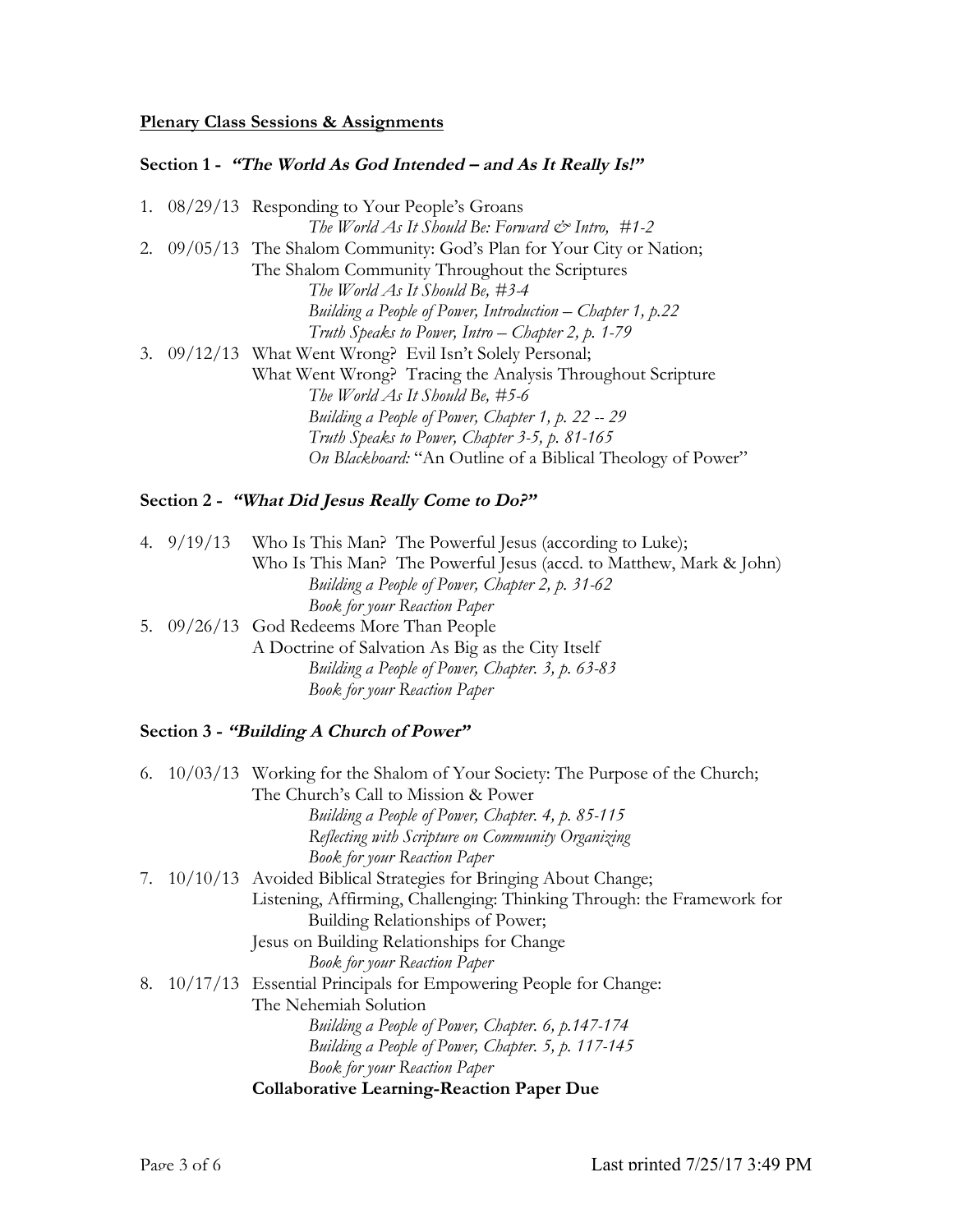**Plenary Class Sessions & Assignments**

**Section 1 - *"The World As God Intended – and As It Really Is!"***

1. 08/29/13 Responding to Your People's Groans
   *The World As It Should Be: Forward & Intro, #1-2*
2. 09/05/13 The Shalom Community: God's Plan for Your City or Nation;
   The Shalom Community Throughout the Scriptures
   *The World As It Should Be, #3-4*
   *Building a People of Power, Introduction – Chapter 1, p.22*
   *Truth Speaks to Power, Intro – Chapter 2, p. 1-79*
3. 09/12/13 What Went Wrong? Evil Isn't Solely Personal;
   What Went Wrong? Tracing the Analysis Throughout Scripture
   *The World As It Should Be, #5-6*
   *Building a People of Power, Chapter 1, p. 22 -- 29*
   *Truth Speaks to Power, Chapter 3-5, p. 81-165*
   *On Blackboard:* "An Outline of a Biblical Theology of Power"

**Section 2 - *"What Did Jesus Really Come to Do?"***

4. 9/19/13 Who Is This Man? The Powerful Jesus (according to Luke);
   Who Is This Man? The Powerful Jesus (accd. to Matthew, Mark & John)
   *Building a People of Power, Chapter 2, p. 31-62*
   *Book for your Reaction Paper*
5. 09/26/13 God Redeems More Than People
   A Doctrine of Salvation As Big as the City Itself
   *Building a People of Power, Chapter. 3, p. 63-83*
   *Book for your Reaction Paper*

**Section 3 - *"Building A Church of Power"***

6. 10/03/13 Working for the Shalom of Your Society: The Purpose of the Church;
   The Church's Call to Mission & Power
   *Building a People of Power, Chapter. 4, p. 85-115*
   *Reflecting with Scripture on Community Organizing*
   *Book for your Reaction Paper*
7. 10/10/13 Avoided Biblical Strategies for Bringing About Change;
   Listening, Affirming, Challenging: Thinking Through: the Framework for Building Relationships of Power;
   Jesus on Building Relationships for Change
   *Book for your Reaction Paper*
8. 10/17/13 Essential Principals for Empowering People for Change:
   The Nehemiah Solution
   *Building a People of Power, Chapter. 6, p.147-174*
   *Building a People of Power, Chapter. 5, p. 117-145*
   *Book for your Reaction Paper*
   
   **Collaborative Learning-Reaction Paper Due**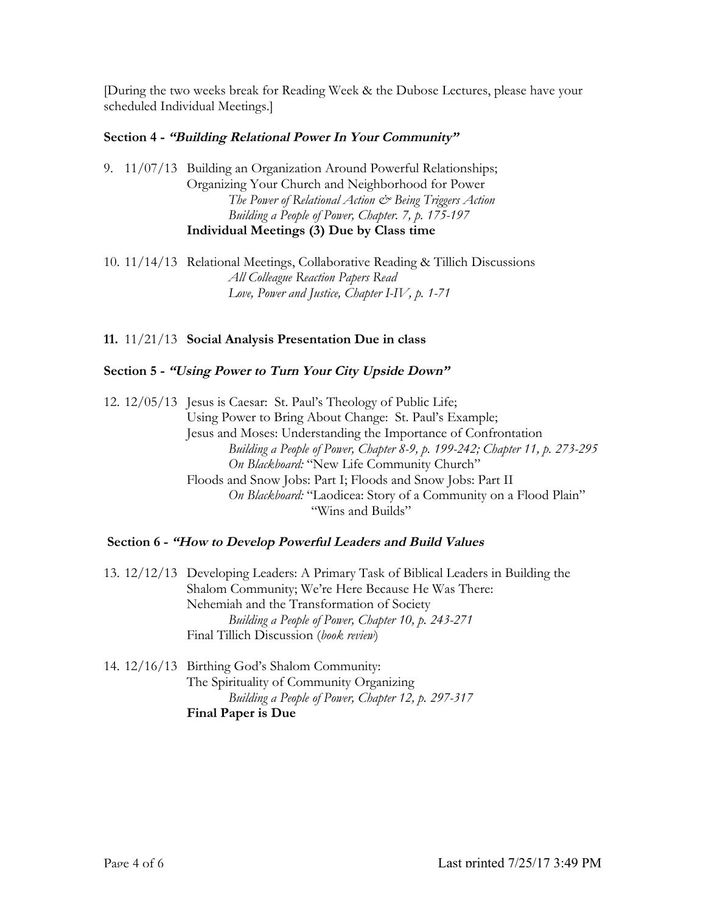[During the two weeks break for Reading Week & the Dubose Lectures, please have your scheduled Individual Meetings.]

**Section 4 - *"Building Relational Power In Your Community"***

9. 11/07/13 Building an Organization Around Powerful Relationships;
   Organizing Your Church and Neighborhood for Power
   *The Power of Relational Action & Being Triggers Action*
   *Building a People of Power, Chapter. 7, p. 175-197*
   **Individual Meetings (3) Due by Class time**

10. 11/14/13 Relational Meetings, Collaborative Reading & Tillich Discussions
    *All Colleague Reaction Papers Read*
    *Love, Power and Justice, Chapter I-IV, p. 1-71*

**11.** 11/21/13 **Social Analysis Presentation Due in class**

**Section 5 - *"Using Power to Turn Your City Upside Down"***

12. 12/05/13 Jesus is Caesar: St. Paul's Theology of Public Life;
    Using Power to Bring About Change: St. Paul's Example;
    Jesus and Moses: Understanding the Importance of Confrontation
    *Building a People of Power, Chapter 8-9, p. 199-242; Chapter 11, p. 273-295*
    *On Blackboard:* "New Life Community Church"
    Floods and Snow Jobs: Part I; Floods and Snow Jobs: Part II
    *On Blackboard:* "Laodicea: Story of a Community on a Flood Plain"
    "Wins and Builds"

**Section 6 - *"How to Develop Powerful Leaders and Build Values***

13. 12/12/13 Developing Leaders: A Primary Task of Biblical Leaders in Building the Shalom Community; We're Here Because He Was There:
    Nehemiah and the Transformation of Society
    *Building a People of Power, Chapter 10, p. 243-271*
    Final Tillich Discussion (*book review*)

14. 12/16/13 Birthing God's Shalom Community:
    The Spirituality of Community Organizing
    *Building a People of Power, Chapter 12, p. 297-317*
    **Final Paper is Due**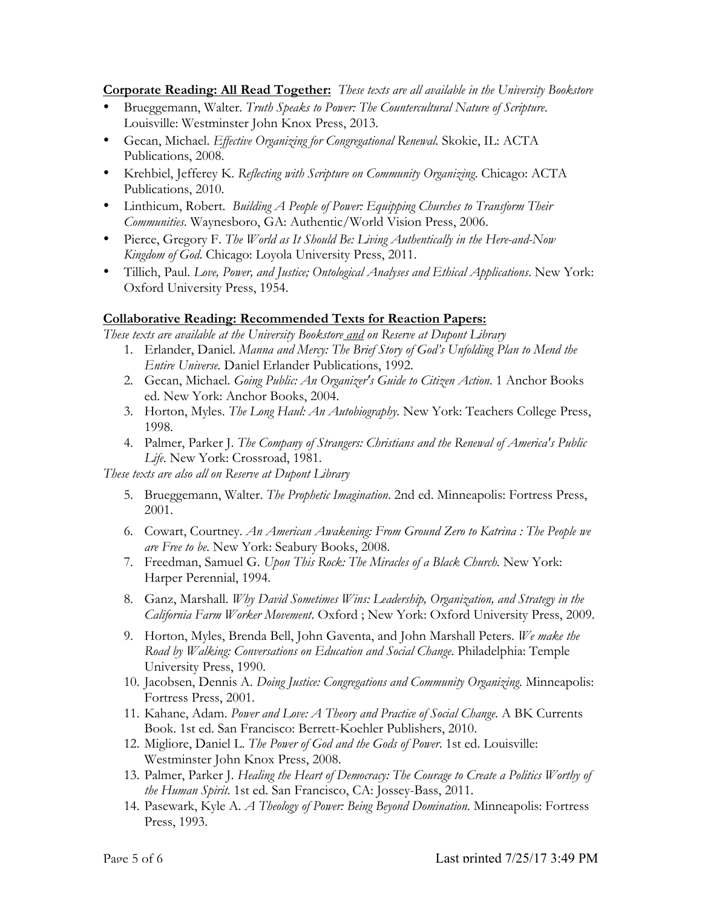**Corporate Reading: All Read Together:** *These texts are all available in the University Bookstore*

- Brueggemann, Walter. *Truth Speaks to Power: The Countercultural Nature of Scripture*. Louisville: Westminster John Knox Press, 2013.
- Gecan, Michael. *Effective Organizing for Congregational Renewal.* Skokie, IL: ACTA Publications, 2008.
- Krehbiel, Jefferey K. *Reflecting with Scripture on Community Organizing*. Chicago: ACTA Publications, 2010.
- Linthicum, Robert. *Building A People of Power: Equipping Churches to Transform Their Communities*. Waynesboro, GA: Authentic/World Vision Press, 2006.
- Pierce, Gregory F. *The World as It Should Be: Living Authentically in the Here-and-Now Kingdom of God*. Chicago: Loyola University Press, 2011.
- Tillich, Paul. *Love, Power, and Justice; Ontological Analyses and Ethical Applications*. New York: Oxford University Press, 1954.

**Collaborative Reading: Recommended Texts for Reaction Papers:**

*These texts are available at the University Bookstore and on Reserve at Dupont Library*

1. Erlander, Daniel. *Manna and Mercy: The Brief Story of God's Unfolding Plan to Mend the Entire Universe.* Daniel Erlander Publications, 1992.
2. Gecan, Michael. *Going Public: An Organizer's Guide to Citizen Action*. 1 Anchor Books ed. New York: Anchor Books, 2004.
3. Horton, Myles. *The Long Haul: An Autobiography*. New York: Teachers College Press, 1998.
4. Palmer, Parker J. *The Company of Strangers: Christians and the Renewal of America's Public Life*. New York: Crossroad, 1981.

*These texts are also all on Reserve at Dupont Library*

5. Brueggemann, Walter. *The Prophetic Imagination*. 2nd ed. Minneapolis: Fortress Press, 2001.
6. Cowart, Courtney. *An American Awakening: From Ground Zero to Katrina : The People we are Free to be*. New York: Seabury Books, 2008.
7. Freedman, Samuel G. *Upon This Rock: The Miracles of a Black Church*. New York: Harper Perennial, 1994.
8. Ganz, Marshall. *Why David Sometimes Wins: Leadership, Organization, and Strategy in the California Farm Worker Movement*. Oxford ; New York: Oxford University Press, 2009.
9. Horton, Myles, Brenda Bell, John Gaventa, and John Marshall Peters. *We make the Road by Walking: Conversations on Education and Social Change*. Philadelphia: Temple University Press, 1990.
10. Jacobsen, Dennis A. *Doing Justice: Congregations and Community Organizing*. Minneapolis: Fortress Press, 2001.
11. Kahane, Adam. *Power and Love: A Theory and Practice of Social Change*. A BK Currents Book. 1st ed. San Francisco: Berrett-Koehler Publishers, 2010.
12. Migliore, Daniel L. *The Power of God and the Gods of Power*. 1st ed. Louisville: Westminster John Knox Press, 2008.
13. Palmer, Parker J. *Healing the Heart of Democracy: The Courage to Create a Politics Worthy of the Human Spirit*. 1st ed. San Francisco, CA: Jossey-Bass, 2011.
14. Pasewark, Kyle A. *A Theology of Power: Being Beyond Domination*. Minneapolis: Fortress Press, 1993.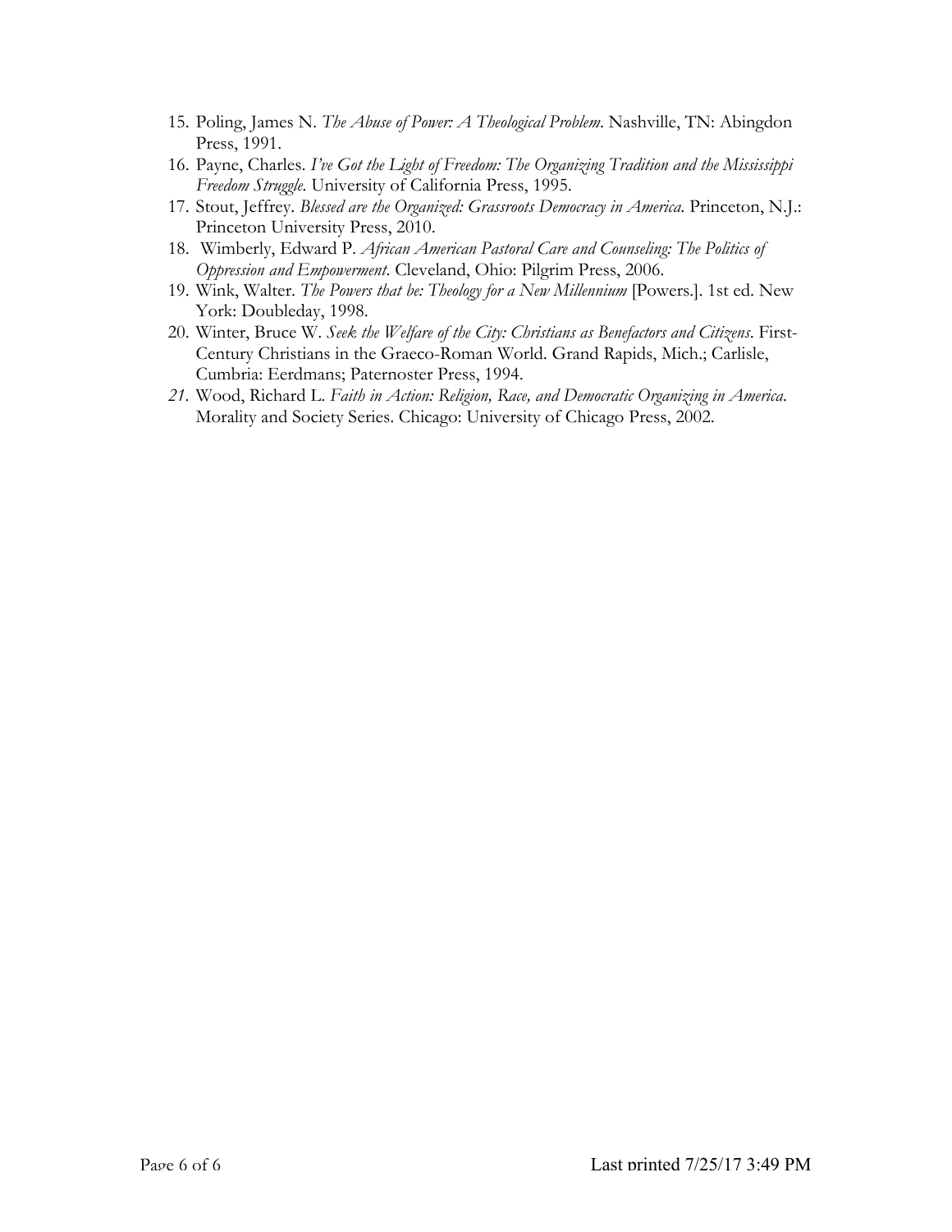15. Poling, James N. *The Abuse of Power: A Theological Problem*. Nashville, TN: Abingdon Press, 1991.
16. Payne, Charles. *I've Got the Light of Freedom: The Organizing Tradition and the Mississippi Freedom Struggle.* University of California Press, 1995.
17. Stout, Jeffrey. *Blessed are the Organized: Grassroots Democracy in America.* Princeton, N.J.: Princeton University Press, 2010.
18. Wimberly, Edward P. *African American Pastoral Care and Counseling: The Politics of Oppression and Empowerment*. Cleveland, Ohio: Pilgrim Press, 2006.
19. Wink, Walter. *The Powers that be: Theology for a New Millennium* [Powers.]. 1st ed. New York: Doubleday, 1998.
20. Winter, Bruce W. *Seek the Welfare of the City: Christians as Benefactors and Citizens*. First-Century Christians in the Graeco-Roman World. Grand Rapids, Mich.; Carlisle, Cumbria: Eerdmans; Paternoster Press, 1994.
21. Wood, Richard L. *Faith in Action: Religion, Race, and Democratic Organizing in America*. Morality and Society Series. Chicago: University of Chicago Press, 2002.